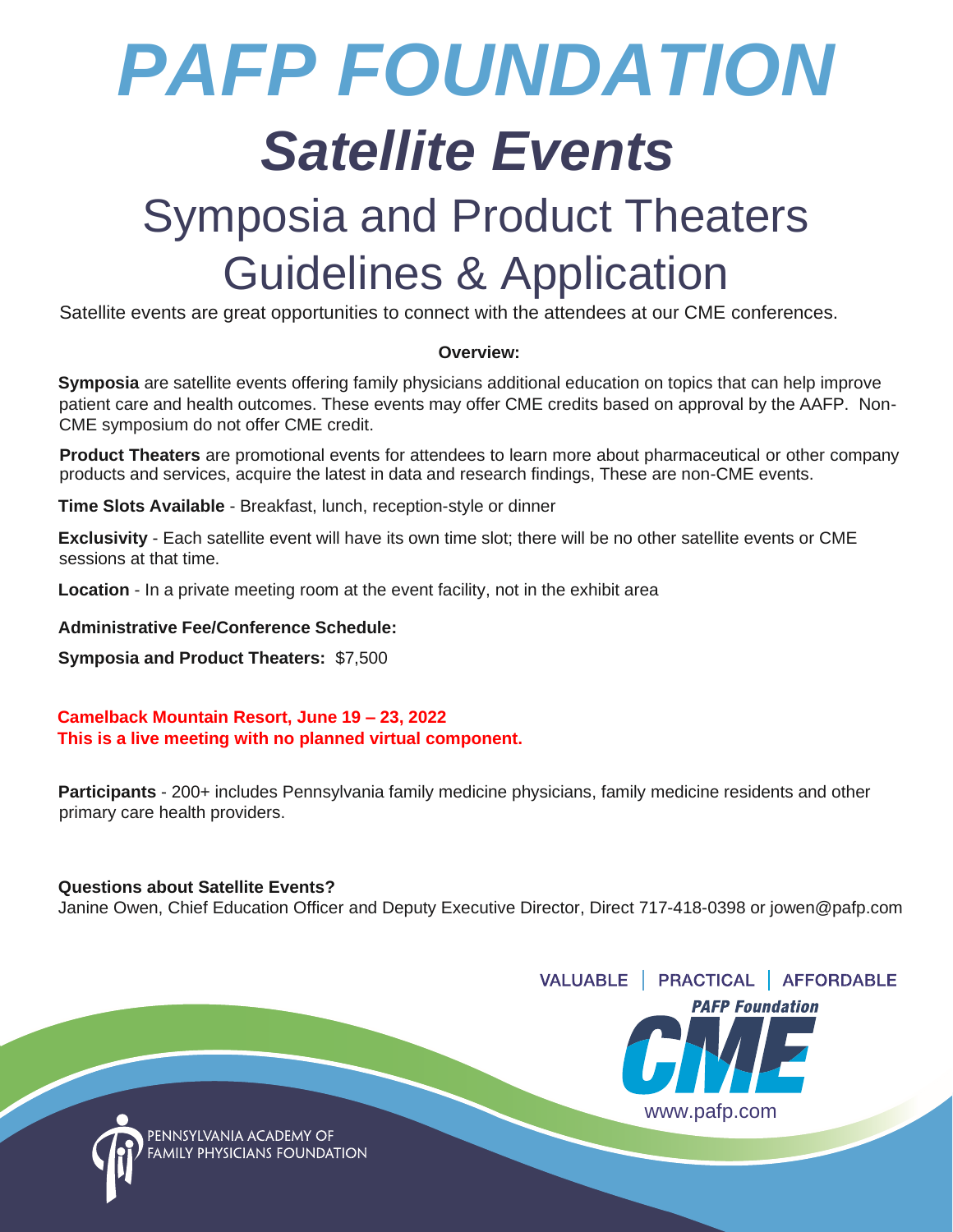# *PAFP FOUNDATION*

## *Satellite Events*

## Symposia and Product Theaters Guidelines & Application

Satellite events are great opportunities to connect with the attendees at our CME conferences.

**Overview:**

**Symposia** are satellite events offering family physicians additional education on topics that can help improve patient care and health outcomes. These events may offer CME credits based on approval by the AAFP. Non-CME symposium do not offer CME credit.

**Product Theaters** are promotional events for attendees to learn more about pharmaceutical or other company products and services, acquire the latest in data and research findings, These are non-CME events.

**Time Slots Available** - Breakfast, lunch, reception-style or dinner

**Exclusivity** - Each satellite event will have its own time slot; there will be no other satellite events or CME sessions at that time.

**Location** - In a private meeting room at the event facility, not in the exhibit area

**Administrative Fee/Conference Schedule:**

**Symposia and Product Theaters:** $7,500

**Camelback Mountain Resort, June 19 – 23, 2022**
**This is a live meeting with no planned virtual component.**

**Participants** - 200+ includes Pennsylvania family medicine physicians, family medicine residents and other primary care health providers.

**Questions about Satellite Events?**
Janine Owen, Chief Education Officer and Deputy Executive Director, Direct 717-418-0398 or jowen@pafp.com

VALUABLE | PRACTICAL | AFFORDABLE

PAFP Foundation CME

www.pafp.com

PENNSYLVANIA ACADEMY OF FAMILY PHYSICIANS FOUNDATION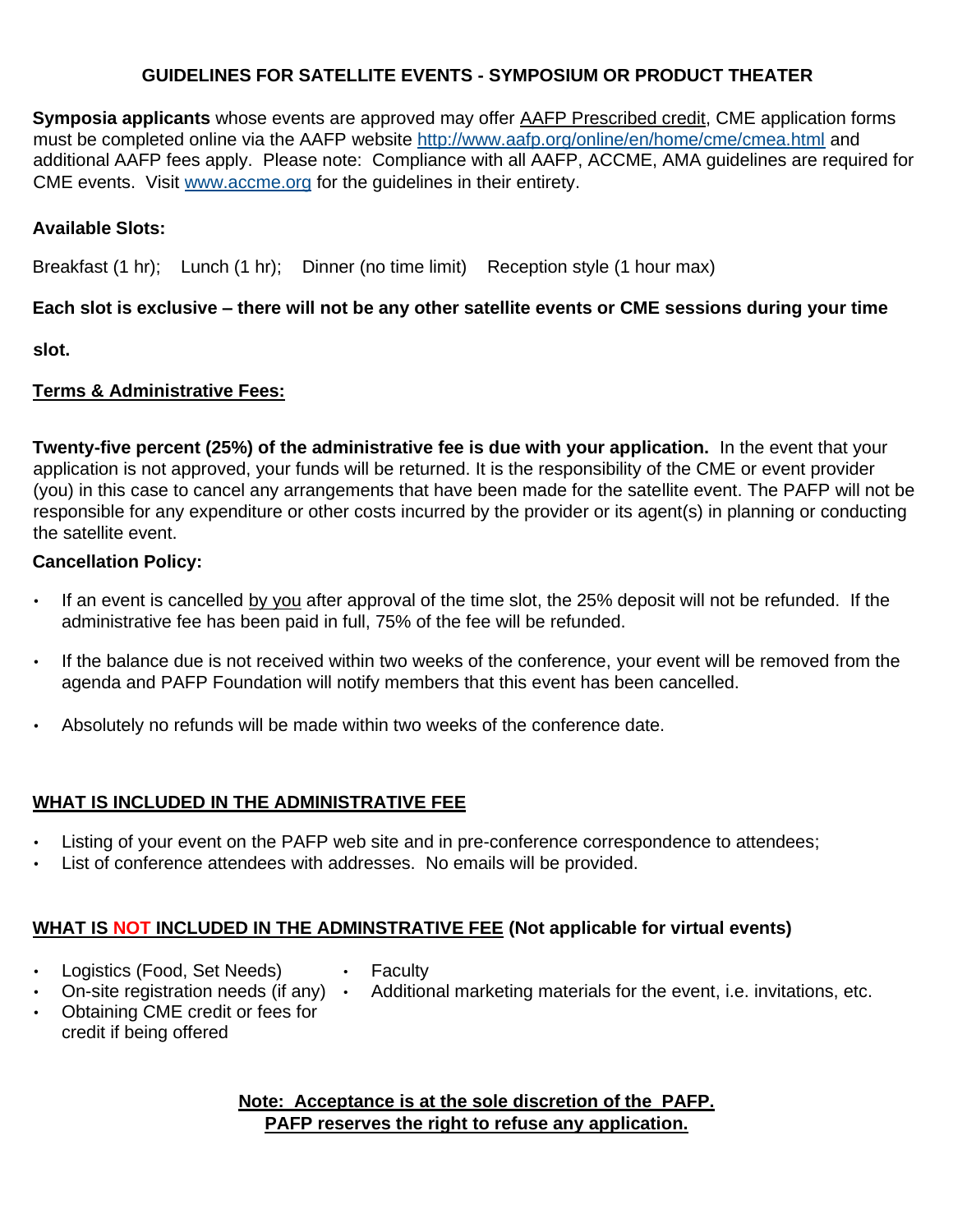## GUIDELINES FOR SATELLITE EVENTS - SYMPOSIUM OR PRODUCT THEATER

**Symposia applicants** whose events are approved may offer AAFP Prescribed credit, CME application forms must be completed online via the AAFP website http://www.aafp.org/online/en/home/cme/cmea.html and additional AAFP fees apply. Please note: Compliance with all AAFP, ACCME, AMA guidelines are required for CME events. Visit www.accme.org for the guidelines in their entirety.

**Available Slots:**

Breakfast (1 hr); Lunch (1 hr); Dinner (no time limit) Reception style (1 hour max)

**Each slot is exclusive – there will not be any other satellite events or CME sessions during your time slot.**

**Terms & Administrative Fees:**

**Twenty-five percent (25%) of the administrative fee is due with your application.** In the event that your application is not approved, your funds will be returned. It is the responsibility of the CME or event provider (you) in this case to cancel any arrangements that have been made for the satellite event. The PAFP will not be responsible for any expenditure or other costs incurred by the provider or its agent(s) in planning or conducting the satellite event.

**Cancellation Policy:**

- If an event is cancelled by you after approval of the time slot, the 25% deposit will not be refunded. If the administrative fee has been paid in full, 75% of the fee will be refunded.
- If the balance due is not received within two weeks of the conference, your event will be removed from the agenda and PAFP Foundation will notify members that this event has been cancelled.
- Absolutely no refunds will be made within two weeks of the conference date.

**WHAT IS INCLUDED IN THE ADMINISTRATIVE FEE**

- Listing of your event on the PAFP web site and in pre-conference correspondence to attendees;
- List of conference attendees with addresses. No emails will be provided.

**WHAT IS NOT INCLUDED IN THE ADMINSTRATIVE FEE (Not applicable for virtual events)**

- Logistics (Food, Set Needs)
- On-site registration needs (if any)
- Obtaining CME credit or fees for credit if being offered
- Faculty
- Additional marketing materials for the event, i.e. invitations, etc.

**Note: Acceptance is at the sole discretion of the PAFP.**
**PAFP reserves the right to refuse any application.**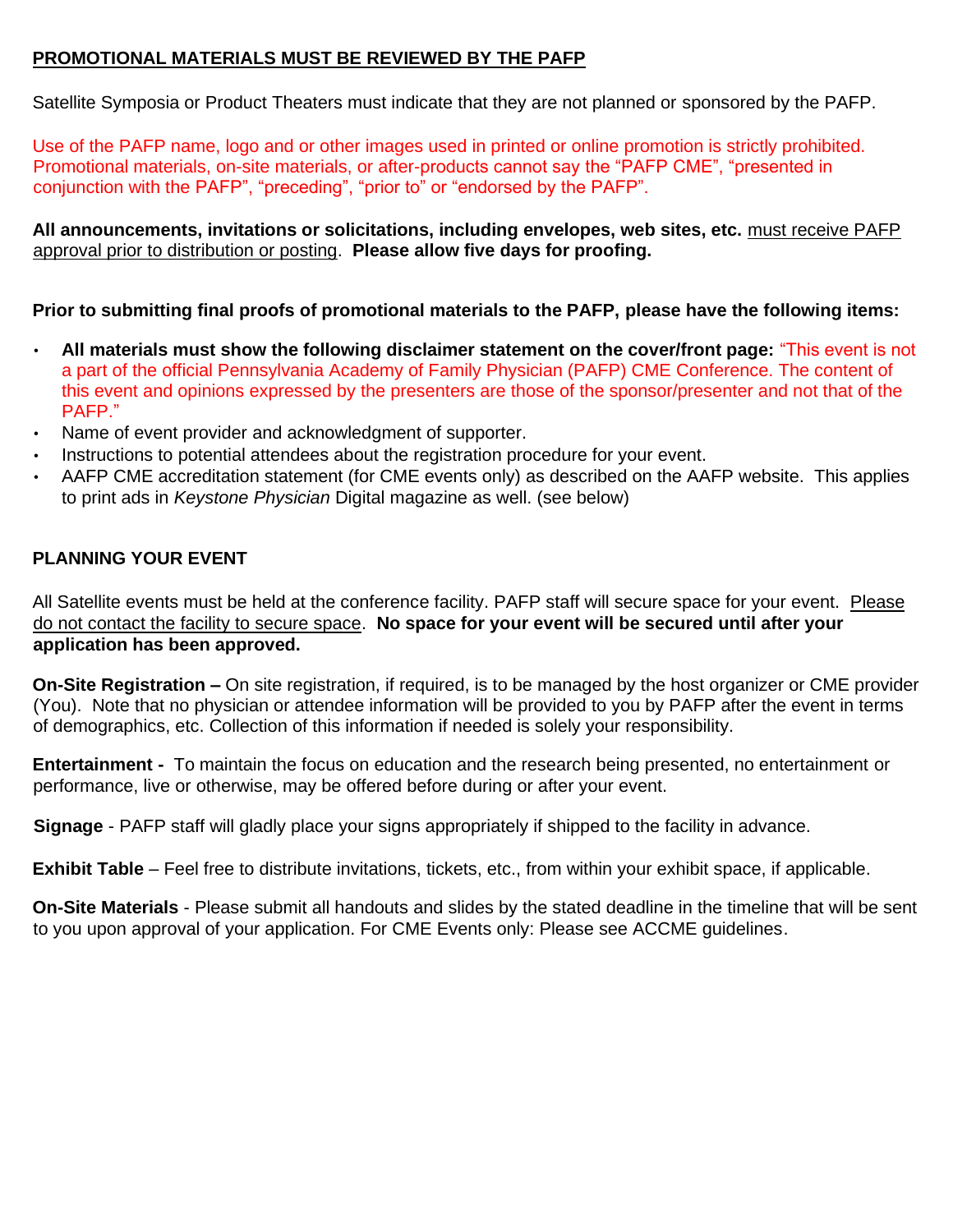## **PROMOTIONAL MATERIALS MUST BE REVIEWED BY THE PAFP**

Satellite Symposia or Product Theaters must indicate that they are not planned or sponsored by the PAFP.

Use of the PAFP name, logo and or other images used in printed or online promotion is strictly prohibited. Promotional materials, on-site materials, or after-products cannot say the "PAFP CME", "presented in conjunction with the PAFP", "preceding", "prior to" or "endorsed by the PAFP".

**All announcements, invitations or solicitations, including envelopes, web sites, etc.** must receive PAFP approval prior to distribution or posting. **Please allow five days for proofing.**

**Prior to submitting final proofs of promotional materials to the PAFP, please have the following items:**

- **All materials must show the following disclaimer statement on the cover/front page:** "This event is not a part of the official Pennsylvania Academy of Family Physician (PAFP) CME Conference. The content of this event and opinions expressed by the presenters are those of the sponsor/presenter and not that of the PAFP."
- Name of event provider and acknowledgment of supporter.
- Instructions to potential attendees about the registration procedure for your event.
- AAFP CME accreditation statement (for CME events only) as described on the AAFP website. This applies to print ads in *Keystone Physician* Digital magazine as well. (see below)

## **PLANNING YOUR EVENT**

All Satellite events must be held at the conference facility. PAFP staff will secure space for your event. Please do not contact the facility to secure space. **No space for your event will be secured until after your application has been approved.**

**On-Site Registration –** On site registration, if required, is to be managed by the host organizer or CME provider (You). Note that no physician or attendee information will be provided to you by PAFP after the event in terms of demographics, etc. Collection of this information if needed is solely your responsibility.

**Entertainment -** To maintain the focus on education and the research being presented, no entertainment or performance, live or otherwise, may be offered before during or after your event.

**Signage** - PAFP staff will gladly place your signs appropriately if shipped to the facility in advance.

**Exhibit Table** – Feel free to distribute invitations, tickets, etc., from within your exhibit space, if applicable.

**On-Site Materials** - Please submit all handouts and slides by the stated deadline in the timeline that will be sent to you upon approval of your application. For CME Events only: Please see ACCME guidelines.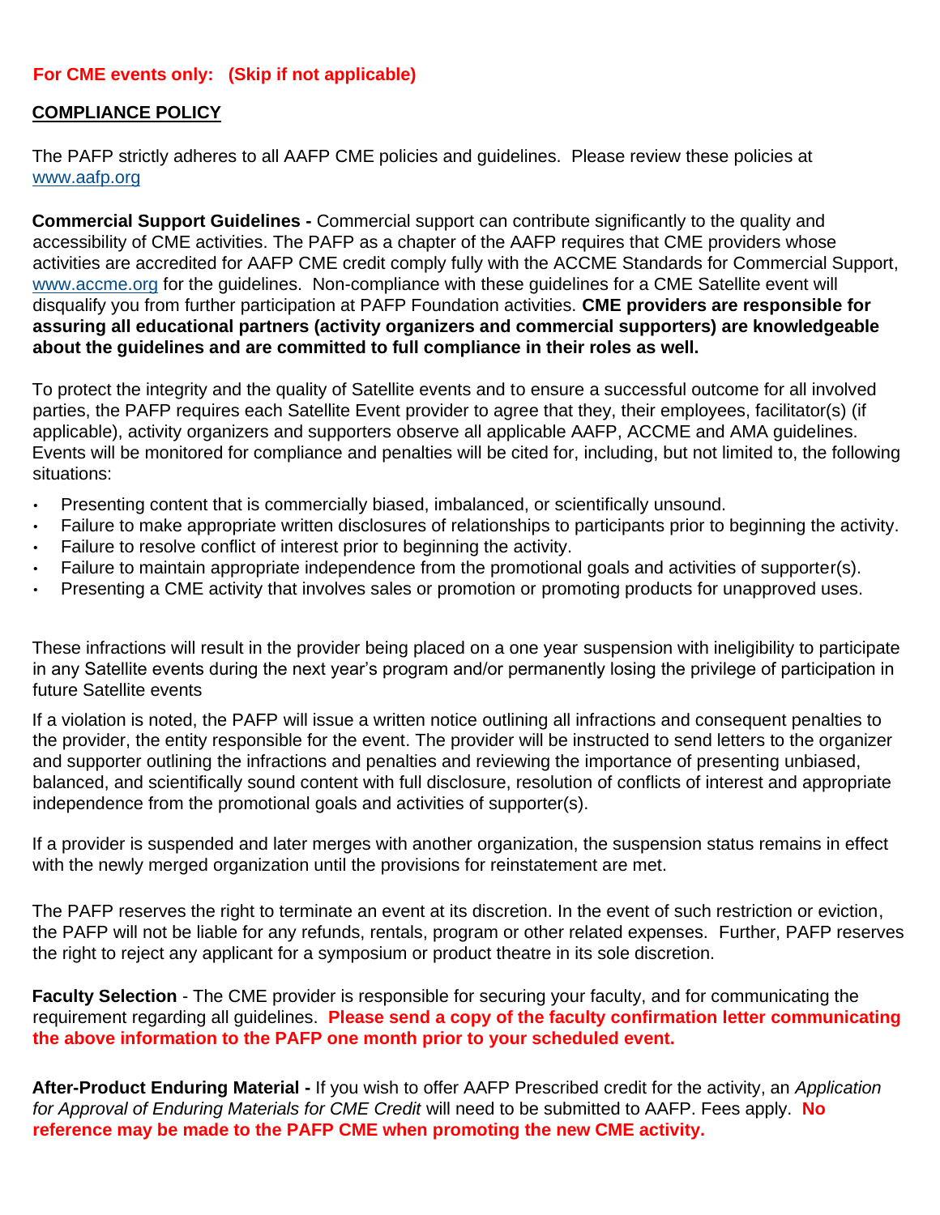**For CME events only: (Skip if not applicable)**

**COMPLIANCE POLICY**

The PAFP strictly adheres to all AAFP CME policies and guidelines. Please review these policies at www.aafp.org

**Commercial Support Guidelines -** Commercial support can contribute significantly to the quality and accessibility of CME activities. The PAFP as a chapter of the AAFP requires that CME providers whose activities are accredited for AAFP CME credit comply fully with the ACCME Standards for Commercial Support, www.accme.org for the guidelines. Non-compliance with these guidelines for a CME Satellite event will disqualify you from further participation at PAFP Foundation activities. **CME providers are responsible for assuring all educational partners (activity organizers and commercial supporters) are knowledgeable about the guidelines and are committed to full compliance in their roles as well.**

To protect the integrity and the quality of Satellite events and to ensure a successful outcome for all involved parties, the PAFP requires each Satellite Event provider to agree that they, their employees, facilitator(s) (if applicable), activity organizers and supporters observe all applicable AAFP, ACCME and AMA guidelines. Events will be monitored for compliance and penalties will be cited for, including, but not limited to, the following situations:

- Presenting content that is commercially biased, imbalanced, or scientifically unsound.
- Failure to make appropriate written disclosures of relationships to participants prior to beginning the activity.
- Failure to resolve conflict of interest prior to beginning the activity.
- Failure to maintain appropriate independence from the promotional goals and activities of supporter(s).
- Presenting a CME activity that involves sales or promotion or promoting products for unapproved uses.

These infractions will result in the provider being placed on a one year suspension with ineligibility to participate in any Satellite events during the next year's program and/or permanently losing the privilege of participation in future Satellite events

If a violation is noted, the PAFP will issue a written notice outlining all infractions and consequent penalties to the provider, the entity responsible for the event. The provider will be instructed to send letters to the organizer and supporter outlining the infractions and penalties and reviewing the importance of presenting unbiased, balanced, and scientifically sound content with full disclosure, resolution of conflicts of interest and appropriate independence from the promotional goals and activities of supporter(s).

If a provider is suspended and later merges with another organization, the suspension status remains in effect with the newly merged organization until the provisions for reinstatement are met.

The PAFP reserves the right to terminate an event at its discretion. In the event of such restriction or eviction, the PAFP will not be liable for any refunds, rentals, program or other related expenses. Further, PAFP reserves the right to reject any applicant for a symposium or product theatre in its sole discretion.

**Faculty Selection** - The CME provider is responsible for securing your faculty, and for communicating the requirement regarding all guidelines. **Please send a copy of the faculty confirmation letter communicating the above information to the PAFP one month prior to your scheduled event.**

**After-Product Enduring Material -** If you wish to offer AAFP Prescribed credit for the activity, an *Application for Approval of Enduring Materials for CME Credit* will need to be submitted to AAFP. Fees apply. **No reference may be made to the PAFP CME when promoting the new CME activity.**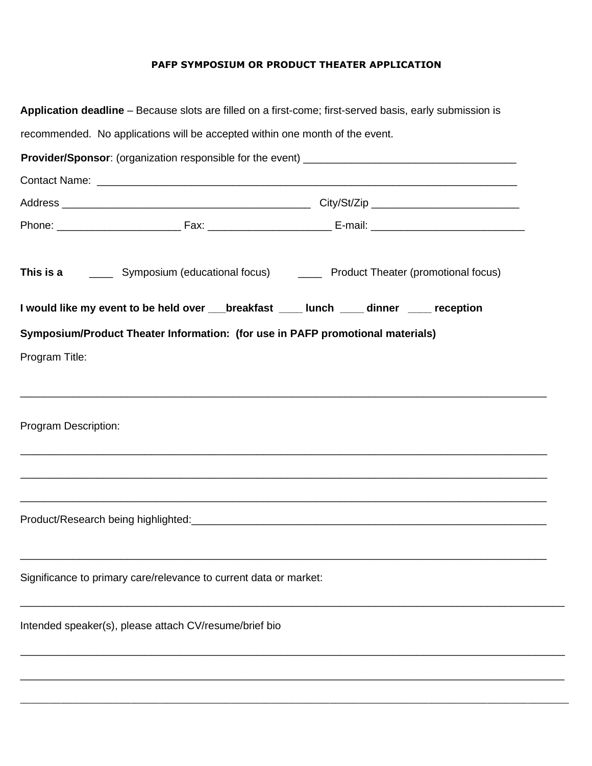**PAFP SYMPOSIUM OR PRODUCT THEATER APPLICATION**

**Application deadline** – Because slots are filled on a first-come; first-served basis, early submission is recommended. No applications will be accepted within one month of the event.

**Provider/Sponsor**: (organization responsible for the event) ___________________________________

Contact Name: ______________________________________________________________________

Address __________________________________________ City/St/Zip ________________________

Phone: _____________________ Fax: _____________________ E-mail: __________________________

**This is a** ____ Symposium (educational focus) ____ Product Theater (promotional focus)

**I would like my event to be held over ___breakfast ____ lunch ____ dinner ____ reception**

**Symposium/Product Theater Information: (for use in PAFP promotional materials)**

Program Title:

__________________________________________________________________________________________

Program Description:

__________________________________________________________________________________________

__________________________________________________________________________________________

__________________________________________________________________________________________

Product/Research being highlighted:_______________________________________________________

__________________________________________________________________________________________

Significance to primary care/relevance to current data or market:

__________________________________________________________________________________________

Intended speaker(s), please attach CV/resume/brief bio

__________________________________________________________________________________________

__________________________________________________________________________________________

__________________________________________________________________________________________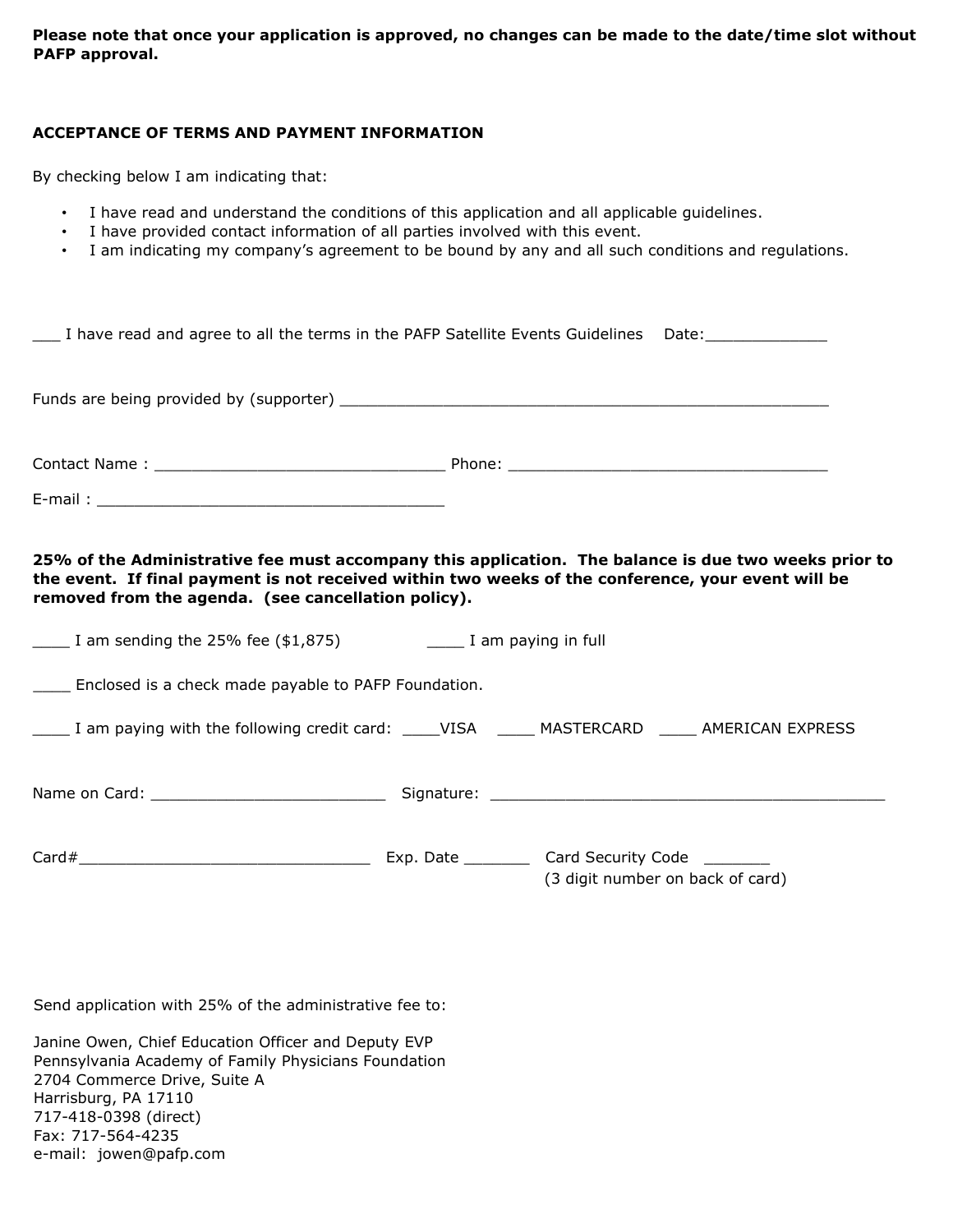**Please note that once your application is approved, no changes can be made to the date/time slot without PAFP approval.**

**ACCEPTANCE OF TERMS AND PAYMENT INFORMATION**

By checking below I am indicating that:

- I have read and understand the conditions of this application and all applicable guidelines.
- I have provided contact information of all parties involved with this event.
- I am indicating my company's agreement to be bound by any and all such conditions and regulations.

___ I have read and agree to all the terms in the PAFP Satellite Events Guidelines Date:_____________

Funds are being provided by (supporter) ______________________________________________________

Contact Name : ________________________________ Phone: ___________________________________

E-mail : ______________________________________

**25% of the Administrative fee must accompany this application. The balance is due two weeks prior to the event. If final payment is not received within two weeks of the conference, your event will be removed from the agenda. (see cancellation policy).**

____ I am sending the 25% fee ($1,875) ____ I am paying in full

____ Enclosed is a check made payable to PAFP Foundation.

____ I am paying with the following credit card: ____VISA ____ MASTERCARD ____ AMERICAN EXPRESS

Name on Card: _________________________ Signature: ___________________________________________

Card#_______________________________ Exp. Date _______ Card Security Code _______
(3 digit number on back of card)

Send application with 25% of the administrative fee to:

Janine Owen, Chief Education Officer and Deputy EVP
Pennsylvania Academy of Family Physicians Foundation
2704 Commerce Drive, Suite A
Harrisburg, PA 17110
717-418-0398 (direct)
Fax: 717-564-4235
e-mail: jowen@pafp.com